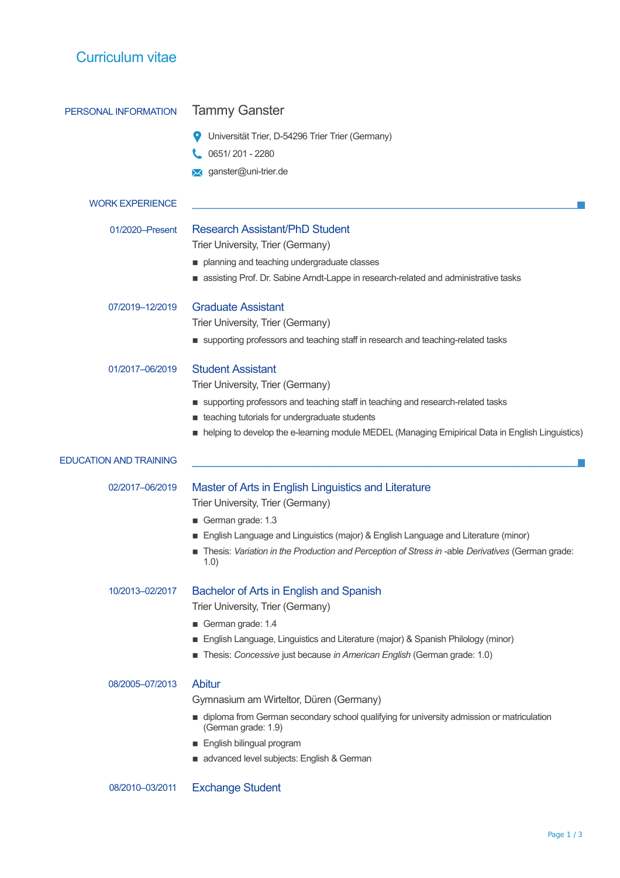# Curriculum vitae

## PERSONAL INFORMATION

**Tammy Ganster**

- Universität Trier, D-54296 Trier Trier (Germany)
- 0651/ 201 - 2280
- ganster@uni-trier.de

## WORK EXPERIENCE

**01/2020–Present**

### Research Assistant/PhD Student

Trier University, Trier (Germany)

- planning and teaching undergraduate classes
- assisting Prof. Dr. Sabine Arndt-Lappe in research-related and administrative tasks

**07/2019–12/2019**

### Graduate Assistant

Trier University, Trier (Germany)

- supporting professors and teaching staff in research and teaching-related tasks

**01/2017–06/2019**

### Student Assistant

Trier University, Trier (Germany)

- supporting professors and teaching staff in teaching and research-related tasks
- teaching tutorials for undergraduate students
- helping to develop the e-learning module MEDEL (Managing Emipirical Data in English Linguistics)

## EDUCATION AND TRAINING

**02/2017–06/2019**

### Master of Arts in English Linguistics and Literature

Trier University, Trier (Germany)

- German grade: 1.3
- English Language and Linguistics (major) & English Language and Literature (minor)
- Thesis: *Variation in the Production and Perception of Stress in* -able *Derivatives* (German grade: 1.0)

**10/2013–02/2017**

### Bachelor of Arts in English and Spanish

Trier University, Trier (Germany)

- German grade: 1.4
- English Language, Linguistics and Literature (major) & Spanish Philology (minor)
- Thesis: *Concessive* just because *in American English* (German grade: 1.0)

**08/2005–07/2013**

### Abitur

Gymnasium am Wirteltor, Düren (Germany)

- diploma from German secondary school qualifying for university admission or matriculation (German grade: 1.9)
- English bilingual program
- advanced level subjects: English & German

**08/2010–03/2011**

### Exchange Student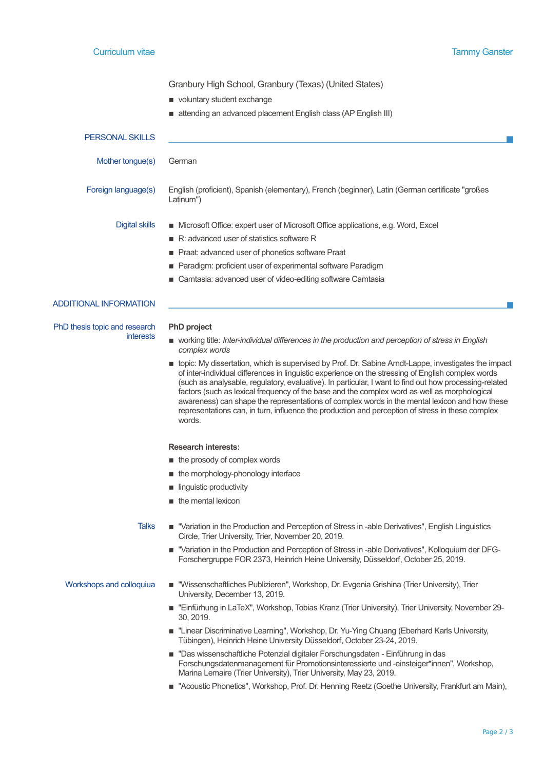Granbury High School, Granbury (Texas) (United States)

- voluntary student exchange
- attending an advanced placement English class (AP English III)

## PERSONAL SKILLS

**Mother tongue(s)**

German

**Foreign language(s)**

English (proficient), Spanish (elementary), French (beginner), Latin (German certificate "großes Latinum")

**Digital skills**

- Microsoft Office: expert user of Microsoft Office applications, e.g. Word, Excel
- R: advanced user of statistics software R
- Praat: advanced user of phonetics software Praat
- Paradigm: proficient user of experimental software Paradigm
- Camtasia: advanced user of video-editing software Camtasia

## ADDITIONAL INFORMATION

**PhD thesis topic and research interests**

**PhD project**

- working title: *Inter-individual differences in the production and perception of stress in English complex words*
- topic: My dissertation, which is supervised by Prof. Dr. Sabine Arndt-Lappe, investigates the impact of inter-individual differences in linguistic experience on the stressing of English complex words (such as analysable, regulatory, evaluative). In particular, I want to find out how processing-related factors (such as lexical frequency of the base and the complex word as well as morphological awareness) can shape the representations of complex words in the mental lexicon and how these representations can, in turn, influence the production and perception of stress in these complex words.

**Research interests:**

- the prosody of complex words
- the morphology-phonology interface
- linguistic productivity
- the mental lexicon

**Talks**

- "Variation in the Production and Perception of Stress in -able Derivatives", English Linguistics Circle, Trier University, Trier, November 20, 2019.
- "Variation in the Production and Perception of Stress in -able Derivatives", Kolloquium der DFG-Forschergruppe FOR 2373, Heinrich Heine University, Düsseldorf, October 25, 2019.

**Workshops and colloquiua**

- "Wissenschaftliches Publizieren", Workshop, Dr. Evgenia Grishina (Trier University), Trier University, December 13, 2019.
- "Einführung in LaTeX", Workshop, Tobias Kranz (Trier University), Trier University, November 29-30, 2019.
- "Linear Discriminative Learning", Workshop, Dr. Yu-Ying Chuang (Eberhard Karls University, Tübingen), Heinrich Heine University Düsseldorf, October 23-24, 2019.
- "Das wissenschaftliche Potenzial digitaler Forschungsdaten - Einführung in das Forschungsdatenmanagement für Promotionsinteressierte und -einsteiger*innen", Workshop, Marina Lemaire (Trier University), Trier University, May 23, 2019.
- "Acoustic Phonetics", Workshop, Prof. Dr. Henning Reetz (Goethe University, Frankfurt am Main),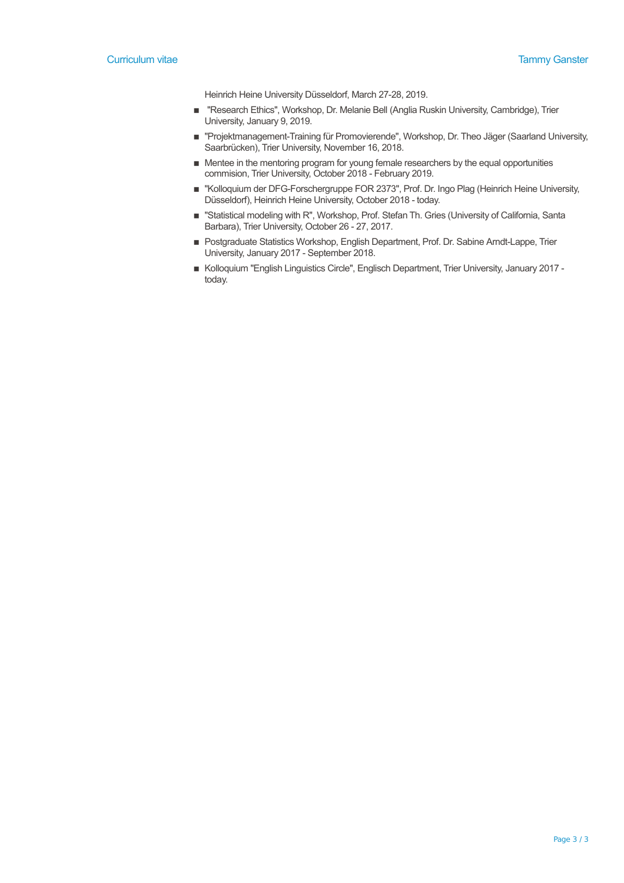Heinrich Heine University Düsseldorf, March 27-28, 2019.

- "Research Ethics", Workshop, Dr. Melanie Bell (Anglia Ruskin University, Cambridge), Trier University, January 9, 2019.
- "Projektmanagement-Training für Promovierende", Workshop, Dr. Theo Jäger (Saarland University, Saarbrücken), Trier University, November 16, 2018.
- Mentee in the mentoring program for young female researchers by the equal opportunities commision, Trier University, October 2018 - February 2019.
- "Kolloquium der DFG-Forschergruppe FOR 2373", Prof. Dr. Ingo Plag (Heinrich Heine University, Düsseldorf), Heinrich Heine University, October 2018 - today.
- "Statistical modeling with R", Workshop, Prof. Stefan Th. Gries (University of California, Santa Barbara), Trier University, October 26 - 27, 2017.
- Postgraduate Statistics Workshop, English Department, Prof. Dr. Sabine Arndt-Lappe, Trier University, January 2017 - September 2018.
- Kolloquium "English Linguistics Circle", Englisch Department, Trier University, January 2017 - today.